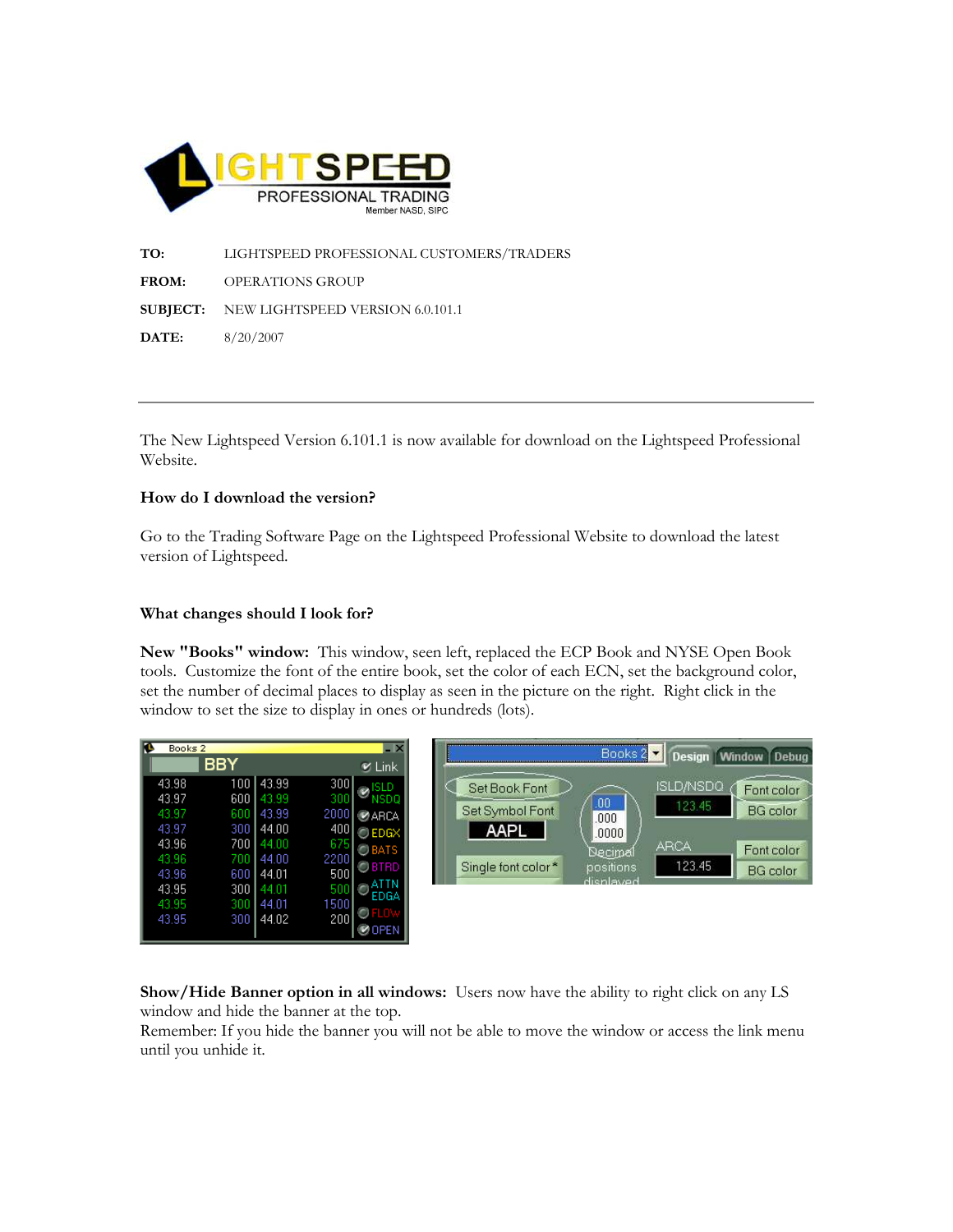**TO:** LIGHTSPEED PROFESSIONAL CUSTOMERS/TRADERS

**FROM:** OPERATIONS GROUP

**SUBJECT:** NEW LIGHTSPEED VERSION 6.0.101.1

**DATE:** 8/20/2007

---

The New Lightspeed Version 6.101.1 is now available for download on the Lightspeed Professional Website.

**How do I download the version?**

Go to the Trading Software Page on the Lightspeed Professional Website to download the latest version of Lightspeed.

**What changes should I look for?**

**New "Books" window:** This window, seen left, replaced the ECP Book and NYSE Open Book tools. Customize the font of the entire book, set the color of each ECN, set the background color, set the number of decimal places to display as seen in the picture on the right. Right click in the window to set the size to display in ones or hundreds (lots).

**Show/Hide Banner option in all windows:** Users now have the ability to right click on any LS window and hide the banner at the top.

Remember: If you hide the banner you will not be able to move the window or access the link menu until you unhide it.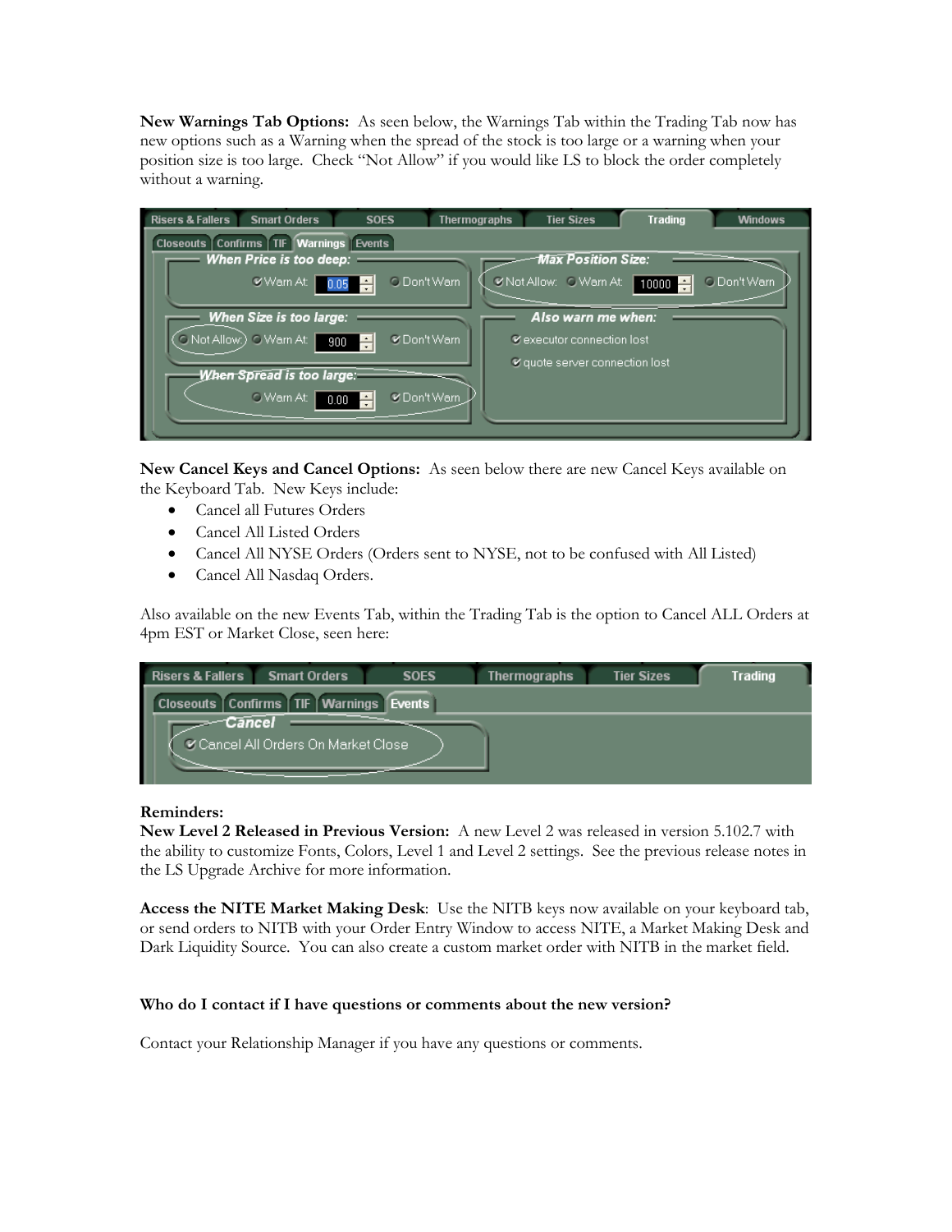**New Warnings Tab Options:** As seen below, the Warnings Tab within the Trading Tab now has new options such as a Warning when the spread of the stock is too large or a warning when your position size is too large. Check "Not Allow" if you would like LS to block the order completely without a warning.

**New Cancel Keys and Cancel Options:** As seen below there are new Cancel Keys available on the Keyboard Tab. New Keys include:

- Cancel all Futures Orders
- Cancel All Listed Orders
- Cancel All NYSE Orders (Orders sent to NYSE, not to be confused with All Listed)
- Cancel All Nasdaq Orders.

Also available on the new Events Tab, within the Trading Tab is the option to Cancel ALL Orders at 4pm EST or Market Close, seen here:

**Reminders:**

**New Level 2 Released in Previous Version:** A new Level 2 was released in version 5.102.7 with the ability to customize Fonts, Colors, Level 1 and Level 2 settings. See the previous release notes in the LS Upgrade Archive for more information.

**Access the NITE Market Making Desk**: Use the NITB keys now available on your keyboard tab, or send orders to NITB with your Order Entry Window to access NITE, a Market Making Desk and Dark Liquidity Source. You can also create a custom market order with NITB in the market field.

**Who do I contact if I have questions or comments about the new version?**

Contact your Relationship Manager if you have any questions or comments.